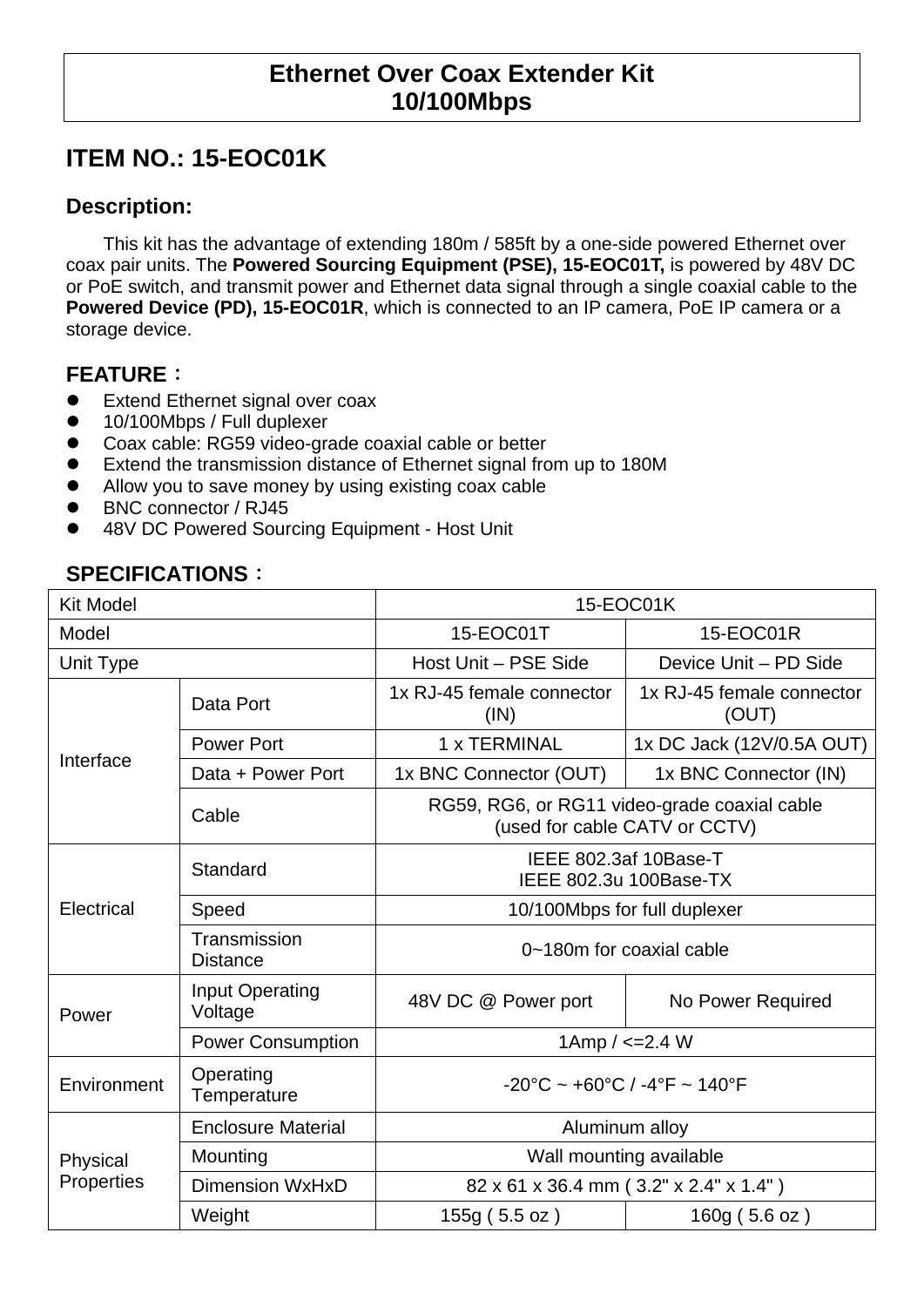# Ethernet Over Coax Extender Kit
# 10/100Mbps

## ITEM NO.: 15-EOC01K

### Description:

This kit has the advantage of extending 180m / 585ft by a one-side powered Ethernet over coax pair units. The **Powered Sourcing Equipment (PSE), 15-EOC01T,** is powered by 48V DC or PoE switch, and transmit power and Ethernet data signal through a single coaxial cable to the **Powered Device (PD), 15-EOC01R**, which is connected to an IP camera, PoE IP camera or a storage device.

### FEATURE：

- Extend Ethernet signal over coax
- 10/100Mbps / Full duplexer
- Coax cable: RG59 video-grade coaxial cable or better
- Extend the transmission distance of Ethernet signal from up to 180M
- Allow you to save money by using existing coax cable
- BNC connector / RJ45
- 48V DC Powered Sourcing Equipment - Host Unit

### SPECIFICATIONS：

| Kit Model | | 15-EOC01K | |
|---|---|---|---|
| Model | | 15-EOC01T | 15-EOC01R |
| Unit Type | | Host Unit – PSE Side | Device Unit – PD Side |
| Interface | Data Port | 1x RJ-45 female connector (IN) | 1x RJ-45 female connector (OUT) |
| | Power Port | 1 x TERMINAL | 1x DC Jack (12V/0.5A OUT) |
| | Data + Power Port | 1x BNC Connector (OUT) | 1x BNC Connector (IN) |
| | Cable | RG59, RG6, or RG11 video-grade coaxial cable (used for cable CATV or CCTV) | |
| Electrical | Standard | IEEE 802.3af 10Base-T IEEE 802.3u 100Base-TX | |
| | Speed | 10/100Mbps for full duplexer | |
| | Transmission Distance | 0~180m for coaxial cable | |
| Power | Input Operating Voltage | 48V DC @ Power port | No Power Required |
| | Power Consumption | 1Amp / <=2.4 W | |
| Environment | Operating Temperature | -20°C ~ +60°C / -4°F ~ 140°F | |
| Physical Properties | Enclosure Material | Aluminum alloy | |
| | Mounting | Wall mounting available | |
| | Dimension WxHxD | 82 x 61 x 36.4 mm ( 3.2" x 2.4" x 1.4" ) | |
| | Weight | 155g ( 5.5 oz ) | 160g ( 5.6 oz ) |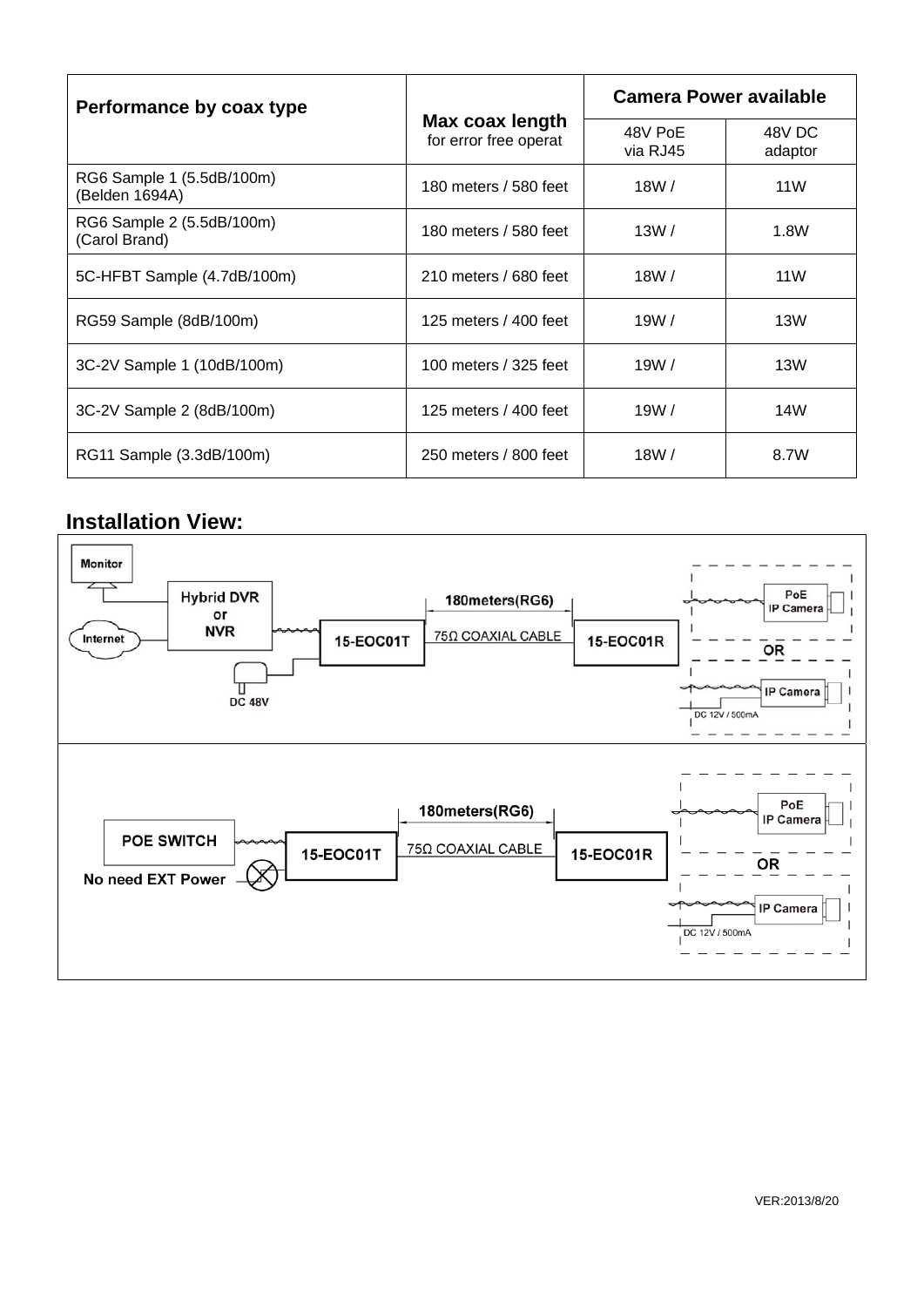| Performance by coax type | Max coax length for error free operat | Camera Power available | |
|---|---|---|---|
| | | 48V PoE via RJ45 | 48V DC adaptor |
| RG6 Sample 1 (5.5dB/100m) (Belden 1694A) | 180 meters / 580 feet | 18W / | 11W |
| RG6 Sample 2 (5.5dB/100m) (Carol Brand) | 180 meters / 580 feet | 13W / | 1.8W |
| 5C-HFBT Sample (4.7dB/100m) | 210 meters / 680 feet | 18W / | 11W |
| RG59 Sample (8dB/100m) | 125 meters / 400 feet | 19W / | 13W |
| 3C-2V Sample 1 (10dB/100m) | 100 meters / 325 feet | 19W / | 13W |
| 3C-2V Sample 2 (8dB/100m) | 125 meters / 400 feet | 19W / | 14W |
| RG11 Sample (3.3dB/100m) | 250 meters / 800 feet | 18W / | 8.7W |

## Installation View:

Monitor
Hybrid DVR or NVR
Internet
DC 48V
15-EOC01T
180meters(RG6)
75Ω COAXIAL CABLE
15-EOC01R
PoE IP Camera
OR
IP Camera
DC 12V / 500mA

POE SWITCH
No need EXT Power
15-EOC01T
180meters(RG6)
75Ω COAXIAL CABLE
15-EOC01R
PoE IP Camera
OR
IP Camera
DC 12V / 500mA

VER:2013/8/20